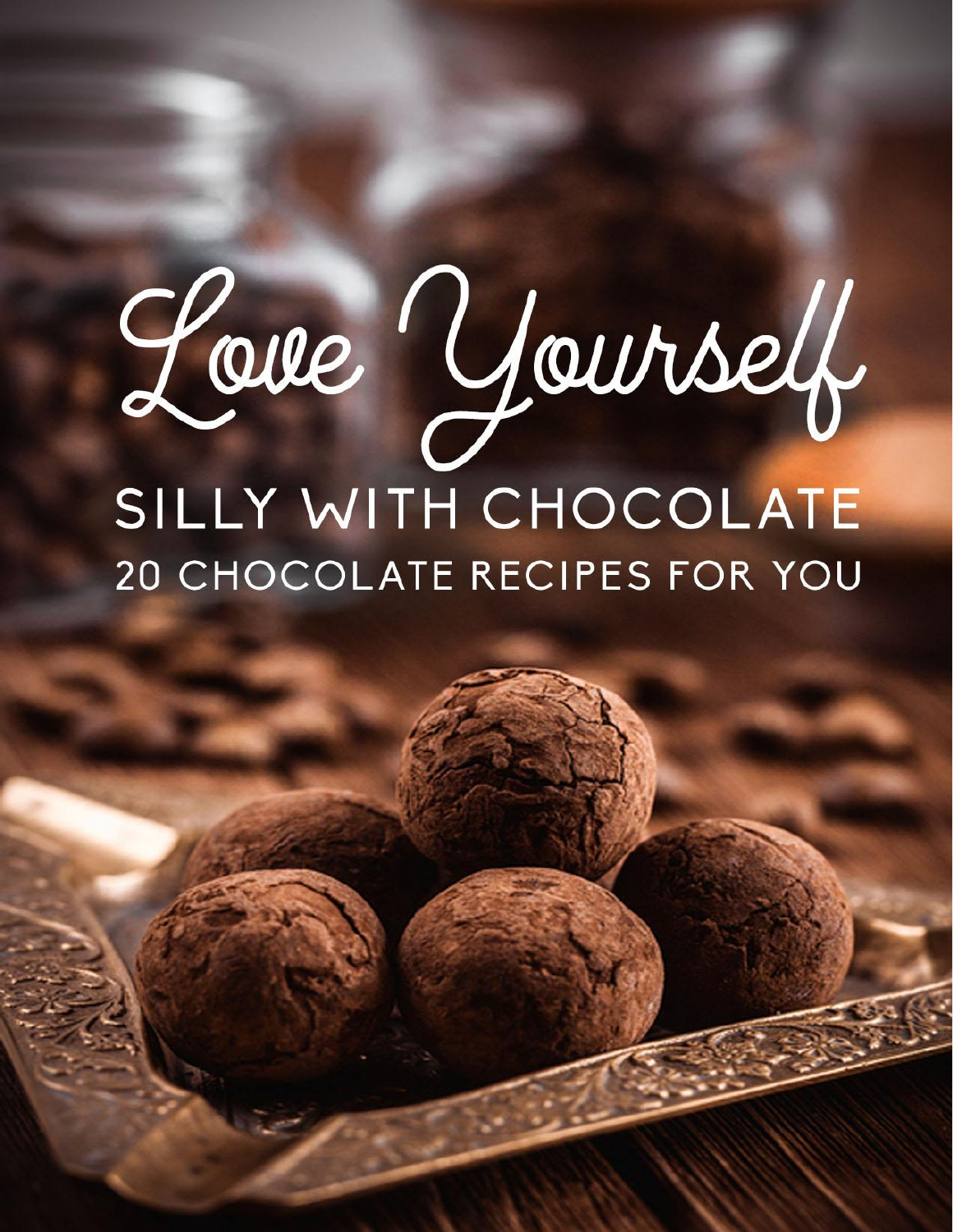# Love Yourself

## SILLY WITH CHOCOLATE

### 20 CHOCOLATE RECIPES FOR YOU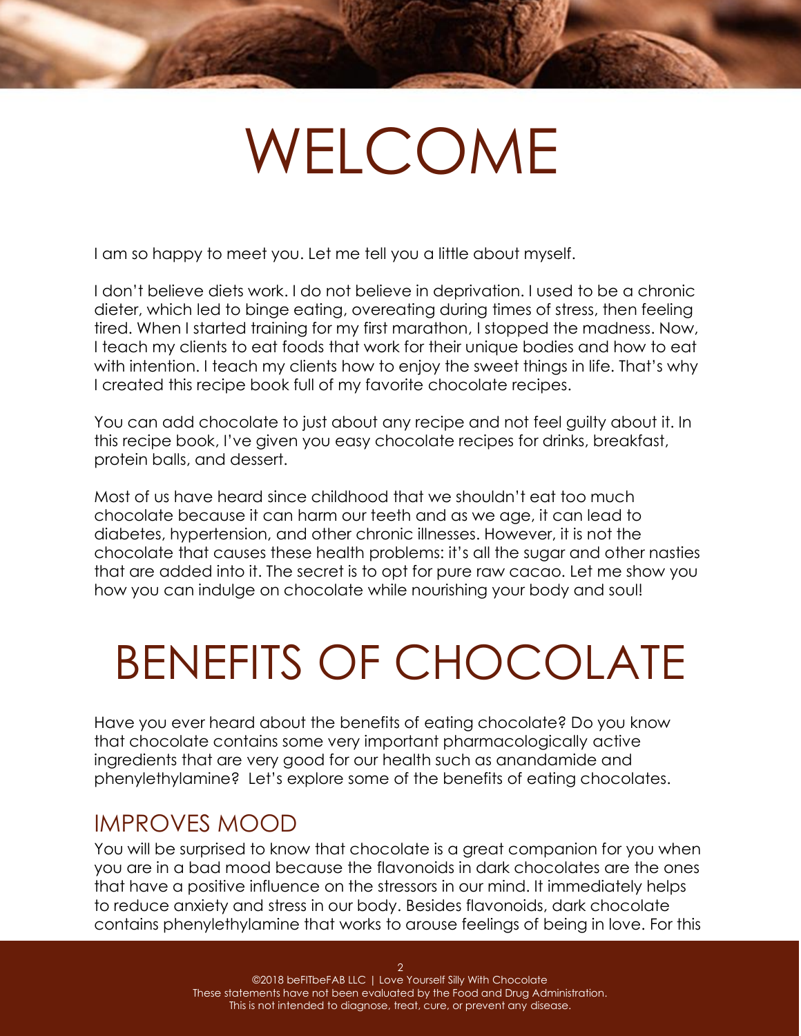# WELCOME

I am so happy to meet you. Let me tell you a little about myself.

I don't believe diets work. I do not believe in deprivation. I used to be a chronic dieter, which led to binge eating, overeating during times of stress, then feeling tired. When I started training for my first marathon, I stopped the madness. Now, I teach my clients to eat foods that work for their unique bodies and how to eat with intention. I teach my clients how to enjoy the sweet things in life. That's why I created this recipe book full of my favorite chocolate recipes.

You can add chocolate to just about any recipe and not feel guilty about it. In this recipe book, I've given you easy chocolate recipes for drinks, breakfast, protein balls, and dessert.

Most of us have heard since childhood that we shouldn't eat too much chocolate because it can harm our teeth and as we age, it can lead to diabetes, hypertension, and other chronic illnesses. However, it is not the chocolate that causes these health problems: it's all the sugar and other nasties that are added into it. The secret is to opt for pure raw cacao. Let me show you how you can indulge on chocolate while nourishing your body and soul!

# BENEFITS OF CHOCOLATE

Have you ever heard about the benefits of eating chocolate? Do you know that chocolate contains some very important pharmacologically active ingredients that are very good for our health such as anandamide and phenylethylamine? Let's explore some of the benefits of eating chocolates.

## IMPROVES MOOD

You will be surprised to know that chocolate is a great companion for you when you are in a bad mood because the flavonoids in dark chocolates are the ones that have a positive influence on the stressors in our mind. It immediately helps to reduce anxiety and stress in our body. Besides flavonoids, dark chocolate contains phenylethylamine that works to arouse feelings of being in love. For this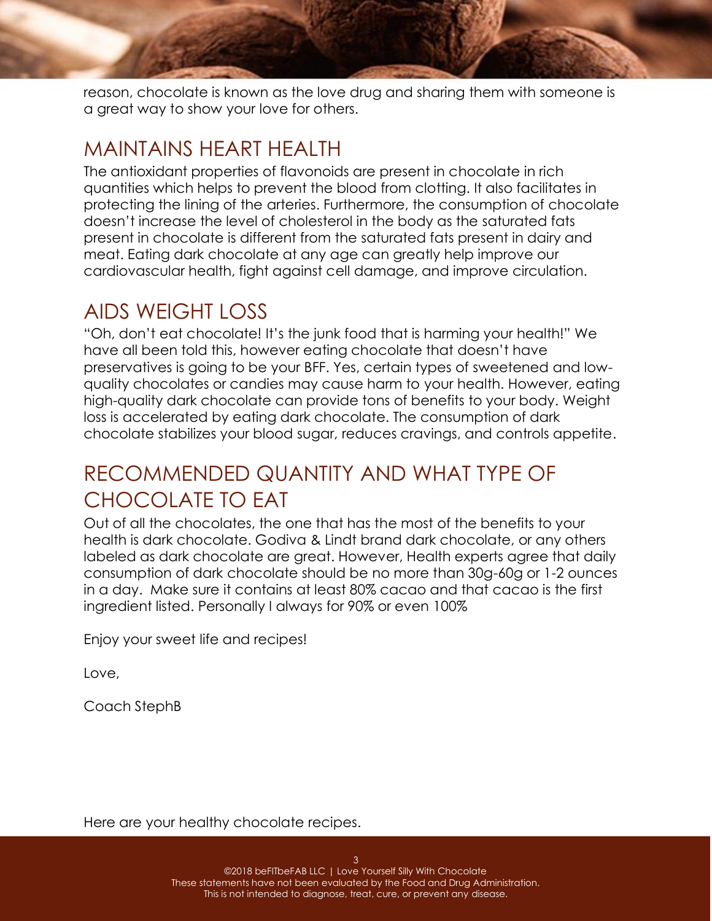reason, chocolate is known as the love drug and sharing them with someone is a great way to show your love for others.

## MAINTAINS HEART HEALTH

The antioxidant properties of flavonoids are present in chocolate in rich quantities which helps to prevent the blood from clotting. It also facilitates in protecting the lining of the arteries. Furthermore, the consumption of chocolate doesn't increase the level of cholesterol in the body as the saturated fats present in chocolate is different from the saturated fats present in dairy and meat. Eating dark chocolate at any age can greatly help improve our cardiovascular health, fight against cell damage, and improve circulation.

## AIDS WEIGHT LOSS

"Oh, don't eat chocolate! It's the junk food that is harming your health!" We have all been told this, however eating chocolate that doesn't have preservatives is going to be your BFF. Yes, certain types of sweetened and low-quality chocolates or candies may cause harm to your health. However, eating high-quality dark chocolate can provide tons of benefits to your body. Weight loss is accelerated by eating dark chocolate. The consumption of dark chocolate stabilizes your blood sugar, reduces cravings, and controls appetite.

## RECOMMENDED QUANTITY AND WHAT TYPE OF CHOCOLATE TO EAT

Out of all the chocolates, the one that has the most of the benefits to your health is dark chocolate. Godiva & Lindt brand dark chocolate, or any others labeled as dark chocolate are great. However, Health experts agree that daily consumption of dark chocolate should be no more than 30g-60g or 1-2 ounces in a day. Make sure it contains at least 80% cacao and that cacao is the first ingredient listed. Personally I always for 90% or even 100%

Enjoy your sweet life and recipes!

Love,

Coach StephB

Here are your healthy chocolate recipes.

©2018 beFITbeFAB LLC | Love Yourself Silly With Chocolate
These statements have not been evaluated by the Food and Drug Administration.
This is not intended to diagnose, treat, cure, or prevent any disease.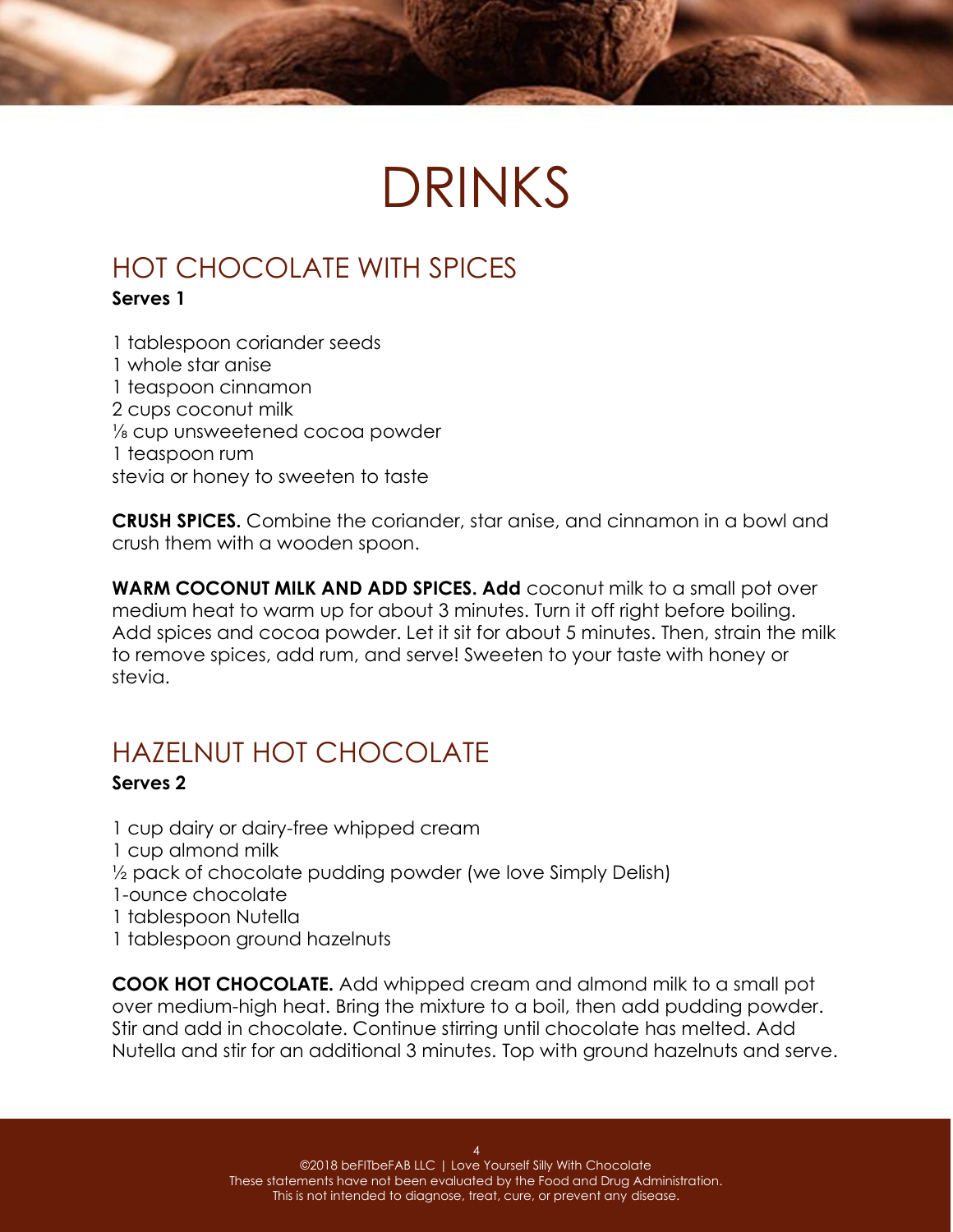# DRINKS

## HOT CHOCOLATE WITH SPICES

**Serves 1**

1 tablespoon coriander seeds
1 whole star anise
1 teaspoon cinnamon
2 cups coconut milk
⅛ cup unsweetened cocoa powder
1 teaspoon rum
stevia or honey to sweeten to taste

**CRUSH SPICES.** Combine the coriander, star anise, and cinnamon in a bowl and crush them with a wooden spoon.

**WARM COCONUT MILK AND ADD SPICES. Add** coconut milk to a small pot over medium heat to warm up for about 3 minutes. Turn it off right before boiling. Add spices and cocoa powder. Let it sit for about 5 minutes. Then, strain the milk to remove spices, add rum, and serve! Sweeten to your taste with honey or stevia.

## HAZELNUT HOT CHOCOLATE

**Serves 2**

1 cup dairy or dairy-free whipped cream
1 cup almond milk
½ pack of chocolate pudding powder (we love Simply Delish)
1-ounce chocolate
1 tablespoon Nutella
1 tablespoon ground hazelnuts

**COOK HOT CHOCOLATE.** Add whipped cream and almond milk to a small pot over medium-high heat. Bring the mixture to a boil, then add pudding powder. Stir and add in chocolate. Continue stirring until chocolate has melted. Add Nutella and stir for an additional 3 minutes. Top with ground hazelnuts and serve.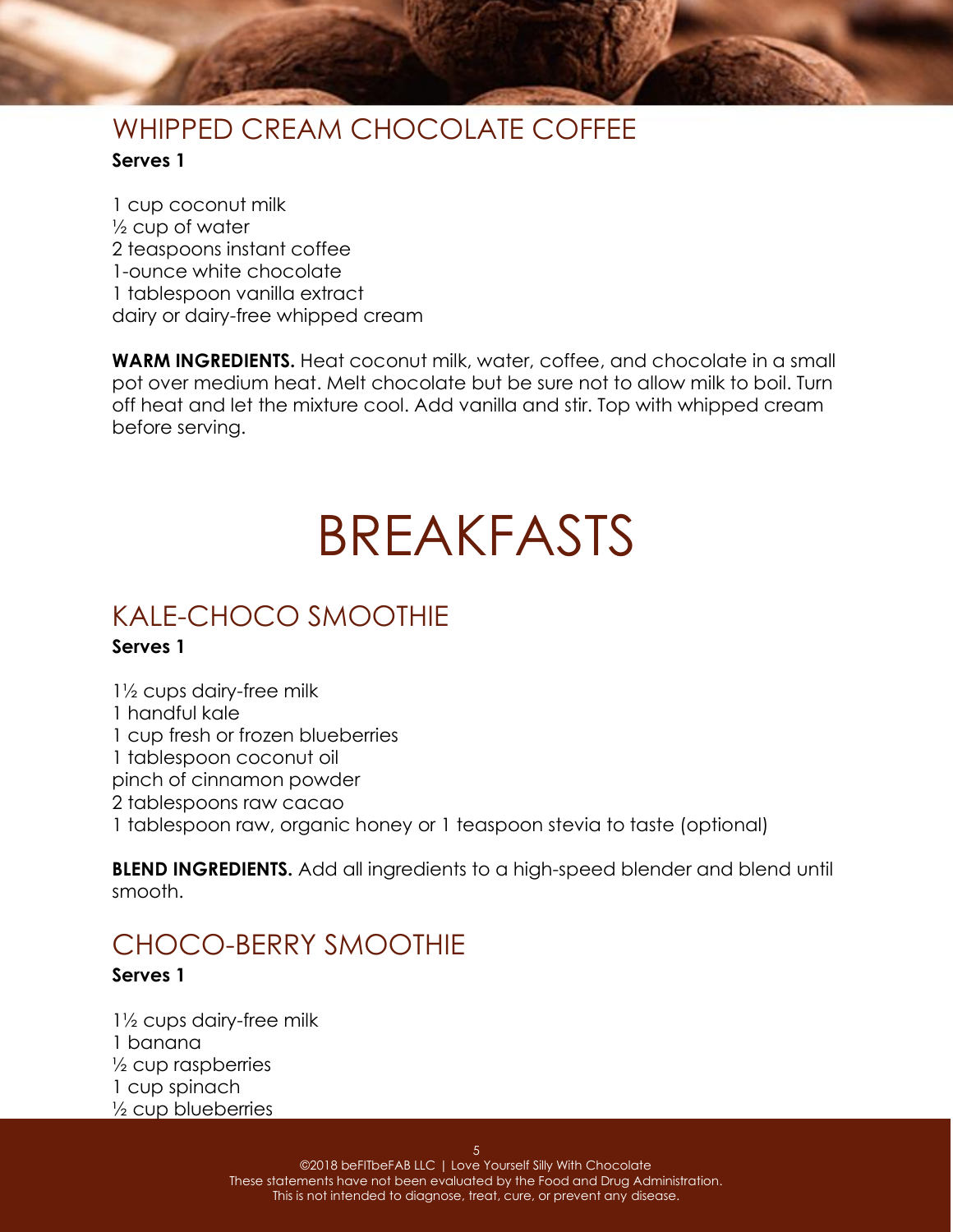## WHIPPED CREAM CHOCOLATE COFFEE

**Serves 1**

1 cup coconut milk
½ cup of water
2 teaspoons instant coffee
1-ounce white chocolate
1 tablespoon vanilla extract
dairy or dairy-free whipped cream

**WARM INGREDIENTS.** Heat coconut milk, water, coffee, and chocolate in a small pot over medium heat. Melt chocolate but be sure not to allow milk to boil. Turn off heat and let the mixture cool. Add vanilla and stir. Top with whipped cream before serving.

# BREAKFASTS

## KALE-CHOCO SMOOTHIE

**Serves 1**

1½ cups dairy-free milk
1 handful kale
1 cup fresh or frozen blueberries
1 tablespoon coconut oil
pinch of cinnamon powder
2 tablespoons raw cacao
1 tablespoon raw, organic honey or 1 teaspoon stevia to taste (optional)

**BLEND INGREDIENTS.** Add all ingredients to a high-speed blender and blend until smooth.

## CHOCO-BERRY SMOOTHIE

**Serves 1**

1½ cups dairy-free milk
1 banana
½ cup raspberries
1 cup spinach
½ cup blueberries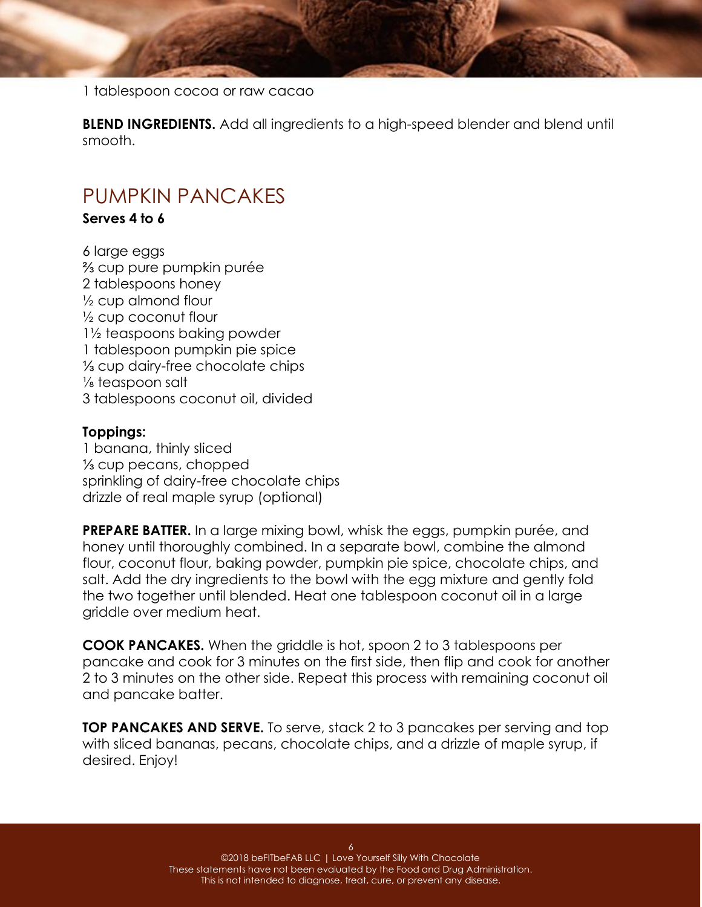1 tablespoon cocoa or raw cacao

**BLEND INGREDIENTS.** Add all ingredients to a high-speed blender and blend until smooth.

## PUMPKIN PANCAKES

**Serves 4 to 6**

6 large eggs
⅔ cup pure pumpkin purée
2 tablespoons honey
½ cup almond flour
½ cup coconut flour
1½ teaspoons baking powder
1 tablespoon pumpkin pie spice
⅓ cup dairy-free chocolate chips
⅛ teaspoon salt
3 tablespoons coconut oil, divided

**Toppings:**
1 banana, thinly sliced
⅓ cup pecans, chopped
sprinkling of dairy-free chocolate chips
drizzle of real maple syrup (optional)

**PREPARE BATTER.** In a large mixing bowl, whisk the eggs, pumpkin purée, and honey until thoroughly combined. In a separate bowl, combine the almond flour, coconut flour, baking powder, pumpkin pie spice, chocolate chips, and salt. Add the dry ingredients to the bowl with the egg mixture and gently fold the two together until blended. Heat one tablespoon coconut oil in a large griddle over medium heat.

**COOK PANCAKES.** When the griddle is hot, spoon 2 to 3 tablespoons per pancake and cook for 3 minutes on the first side, then flip and cook for another 2 to 3 minutes on the other side. Repeat this process with remaining coconut oil and pancake batter.

**TOP PANCAKES AND SERVE.** To serve, stack 2 to 3 pancakes per serving and top with sliced bananas, pecans, chocolate chips, and a drizzle of maple syrup, if desired. Enjoy!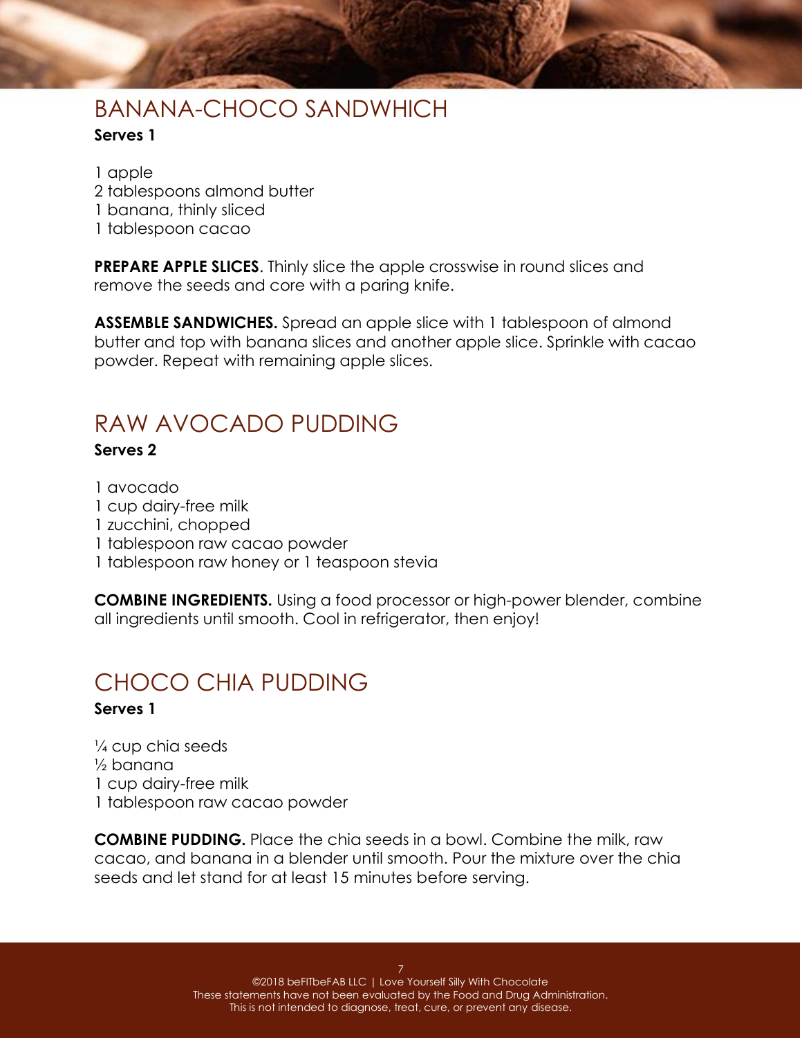## BANANA-CHOCO SANDWHICH

**Serves 1**

1 apple
2 tablespoons almond butter
1 banana, thinly sliced
1 tablespoon cacao

**PREPARE APPLE SLICES**. Thinly slice the apple crosswise in round slices and remove the seeds and core with a paring knife.

**ASSEMBLE SANDWICHES.** Spread an apple slice with 1 tablespoon of almond butter and top with banana slices and another apple slice. Sprinkle with cacao powder. Repeat with remaining apple slices.

## RAW AVOCADO PUDDING

**Serves 2**

1 avocado
1 cup dairy-free milk
1 zucchini, chopped
1 tablespoon raw cacao powder
1 tablespoon raw honey or 1 teaspoon stevia

**COMBINE INGREDIENTS.** Using a food processor or high-power blender, combine all ingredients until smooth. Cool in refrigerator, then enjoy!

## CHOCO CHIA PUDDING

**Serves 1**

¼ cup chia seeds
½ banana
1 cup dairy-free milk
1 tablespoon raw cacao powder

**COMBINE PUDDING.** Place the chia seeds in a bowl. Combine the milk, raw cacao, and banana in a blender until smooth. Pour the mixture over the chia seeds and let stand for at least 15 minutes before serving.

©2018 beFITbeFAB LLC | Love Yourself Silly With Chocolate
These statements have not been evaluated by the Food and Drug Administration.
This is not intended to diagnose, treat, cure, or prevent any disease.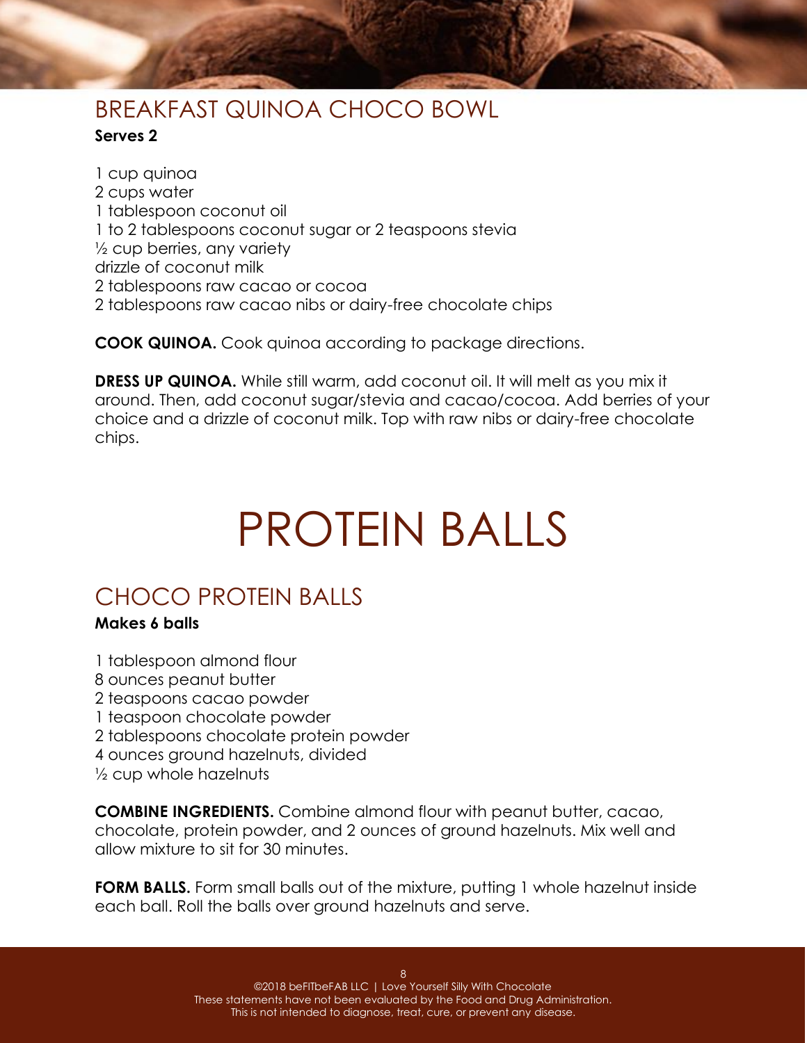## BREAKFAST QUINOA CHOCO BOWL

**Serves 2**

1 cup quinoa
2 cups water
1 tablespoon coconut oil
1 to 2 tablespoons coconut sugar or 2 teaspoons stevia
½ cup berries, any variety
drizzle of coconut milk
2 tablespoons raw cacao or cocoa
2 tablespoons raw cacao nibs or dairy-free chocolate chips

**COOK QUINOA.** Cook quinoa according to package directions.

**DRESS UP QUINOA.** While still warm, add coconut oil. It will melt as you mix it around. Then, add coconut sugar/stevia and cacao/cocoa. Add berries of your choice and a drizzle of coconut milk. Top with raw nibs or dairy-free chocolate chips.

# PROTEIN BALLS

## CHOCO PROTEIN BALLS

**Makes 6 balls**

1 tablespoon almond flour
8 ounces peanut butter
2 teaspoons cacao powder
1 teaspoon chocolate powder
2 tablespoons chocolate protein powder
4 ounces ground hazelnuts, divided
½ cup whole hazelnuts

**COMBINE INGREDIENTS.** Combine almond flour with peanut butter, cacao, chocolate, protein powder, and 2 ounces of ground hazelnuts. Mix well and allow mixture to sit for 30 minutes.

**FORM BALLS.** Form small balls out of the mixture, putting 1 whole hazelnut inside each ball. Roll the balls over ground hazelnuts and serve.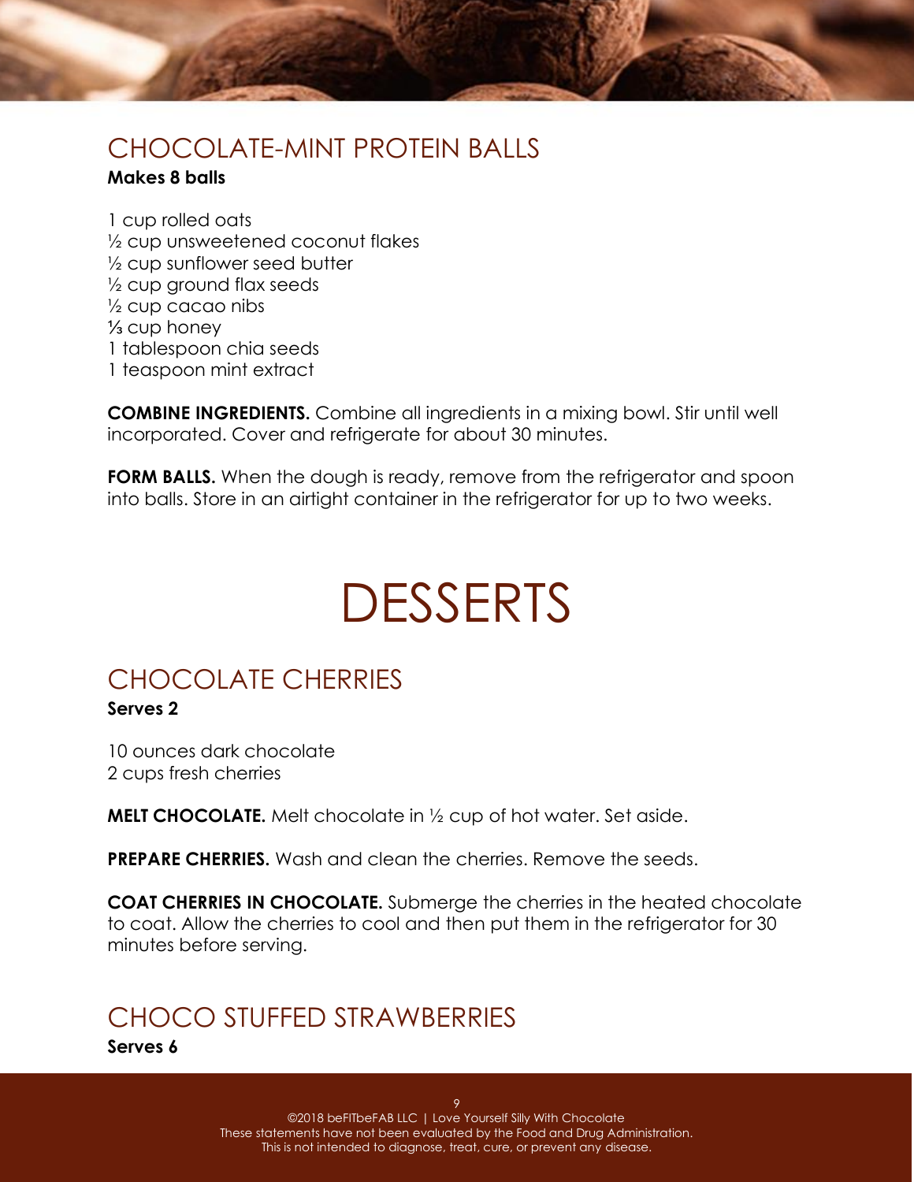## CHOCOLATE-MINT PROTEIN BALLS

**Makes 8 balls**

1 cup rolled oats
½ cup unsweetened coconut flakes
½ cup sunflower seed butter
½ cup ground flax seeds
½ cup cacao nibs
⅓ cup honey
1 tablespoon chia seeds
1 teaspoon mint extract

**COMBINE INGREDIENTS.** Combine all ingredients in a mixing bowl. Stir until well incorporated. Cover and refrigerate for about 30 minutes.

**FORM BALLS.** When the dough is ready, remove from the refrigerator and spoon into balls. Store in an airtight container in the refrigerator for up to two weeks.

# DESSERTS

## CHOCOLATE CHERRIES

**Serves 2**

10 ounces dark chocolate
2 cups fresh cherries

**MELT CHOCOLATE.** Melt chocolate in ½ cup of hot water. Set aside.

**PREPARE CHERRIES.** Wash and clean the cherries. Remove the seeds.

**COAT CHERRIES IN CHOCOLATE.** Submerge the cherries in the heated chocolate to coat. Allow the cherries to cool and then put them in the refrigerator for 30 minutes before serving.

## CHOCO STUFFED STRAWBERRIES

**Serves 6**

©2018 beFITbeFAB LLC | Love Yourself Silly With Chocolate
These statements have not been evaluated by the Food and Drug Administration.
This is not intended to diagnose, treat, cure, or prevent any disease.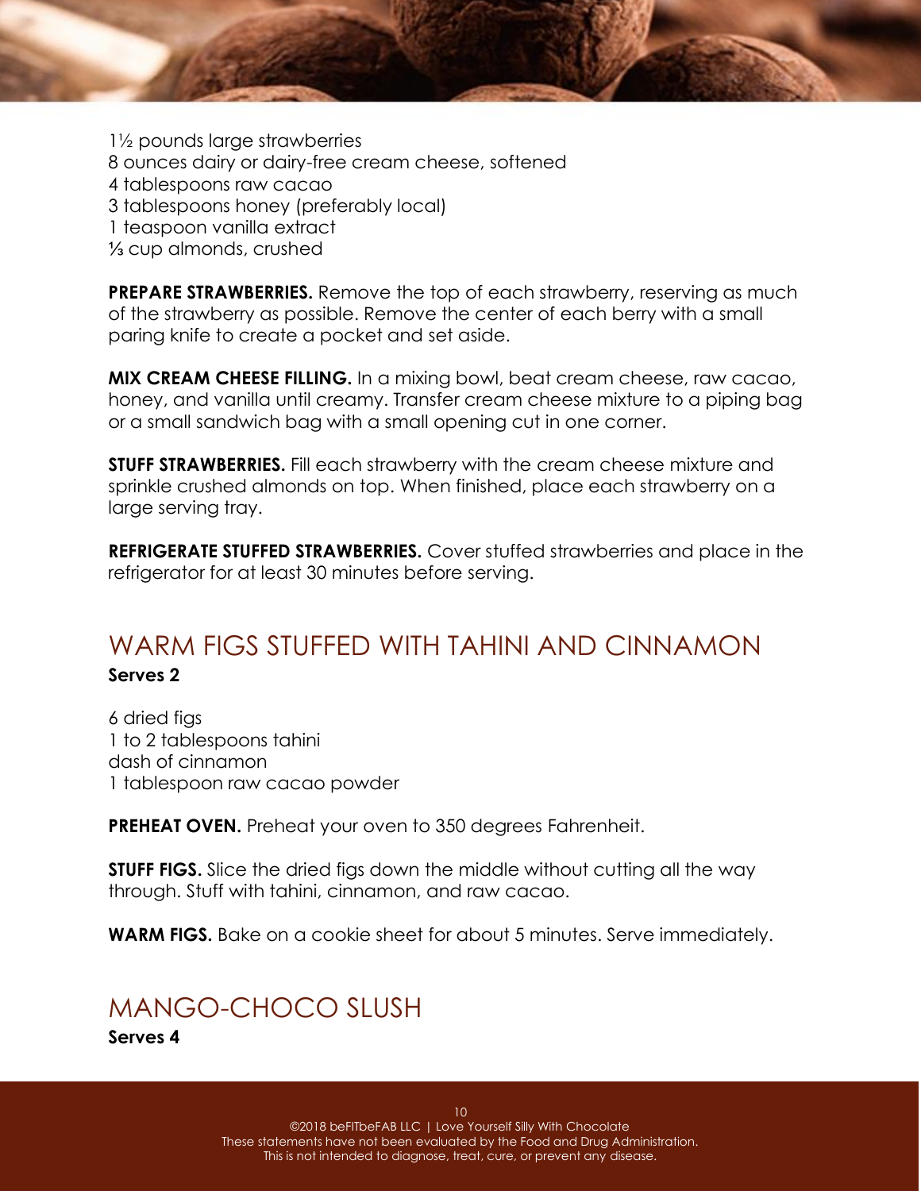1½ pounds large strawberries
8 ounces dairy or dairy-free cream cheese, softened
4 tablespoons raw cacao
3 tablespoons honey (preferably local)
1 teaspoon vanilla extract
⅓ cup almonds, crushed

**PREPARE STRAWBERRIES.** Remove the top of each strawberry, reserving as much of the strawberry as possible. Remove the center of each berry with a small paring knife to create a pocket and set aside.

**MIX CREAM CHEESE FILLING.** In a mixing bowl, beat cream cheese, raw cacao, honey, and vanilla until creamy. Transfer cream cheese mixture to a piping bag or a small sandwich bag with a small opening cut in one corner.

**STUFF STRAWBERRIES.** Fill each strawberry with the cream cheese mixture and sprinkle crushed almonds on top. When finished, place each strawberry on a large serving tray.

**REFRIGERATE STUFFED STRAWBERRIES.** Cover stuffed strawberries and place in the refrigerator for at least 30 minutes before serving.

## WARM FIGS STUFFED WITH TAHINI AND CINNAMON

**Serves 2**

6 dried figs
1 to 2 tablespoons tahini
dash of cinnamon
1 tablespoon raw cacao powder

**PREHEAT OVEN.** Preheat your oven to 350 degrees Fahrenheit.

**STUFF FIGS.** Slice the dried figs down the middle without cutting all the way through. Stuff with tahini, cinnamon, and raw cacao.

**WARM FIGS.** Bake on a cookie sheet for about 5 minutes. Serve immediately.

## MANGO-CHOCO SLUSH

**Serves 4**

©2018 beFITbeFAB LLC | Love Yourself Silly With Chocolate
These statements have not been evaluated by the Food and Drug Administration.
This is not intended to diagnose, treat, cure, or prevent any disease.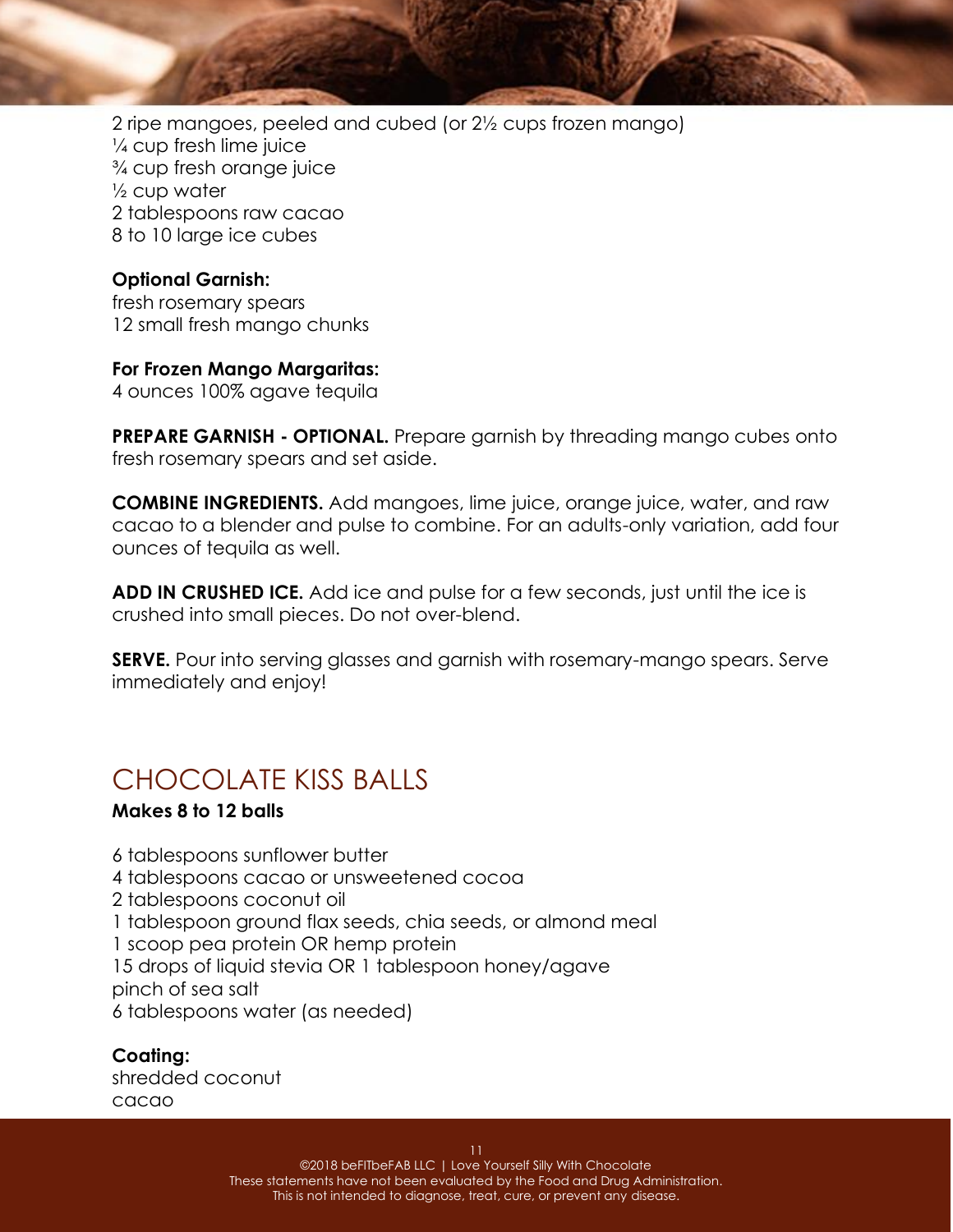2 ripe mangoes, peeled and cubed (or 2½ cups frozen mango)
¼ cup fresh lime juice
¾ cup fresh orange juice
½ cup water
2 tablespoons raw cacao
8 to 10 large ice cubes

**Optional Garnish:**
fresh rosemary spears
12 small fresh mango chunks

**For Frozen Mango Margaritas:**
4 ounces 100% agave tequila

**PREPARE GARNISH - OPTIONAL.** Prepare garnish by threading mango cubes onto fresh rosemary spears and set aside.

**COMBINE INGREDIENTS.** Add mangoes, lime juice, orange juice, water, and raw cacao to a blender and pulse to combine. For an adults-only variation, add four ounces of tequila as well.

**ADD IN CRUSHED ICE.** Add ice and pulse for a few seconds, just until the ice is crushed into small pieces. Do not over-blend.

**SERVE.** Pour into serving glasses and garnish with rosemary-mango spears. Serve immediately and enjoy!

## CHOCOLATE KISS BALLS

**Makes 8 to 12 balls**

6 tablespoons sunflower butter
4 tablespoons cacao or unsweetened cocoa
2 tablespoons coconut oil
1 tablespoon ground flax seeds, chia seeds, or almond meal
1 scoop pea protein OR hemp protein
15 drops of liquid stevia OR 1 tablespoon honey/agave
pinch of sea salt
6 tablespoons water (as needed)

**Coating:**
shredded coconut
cacao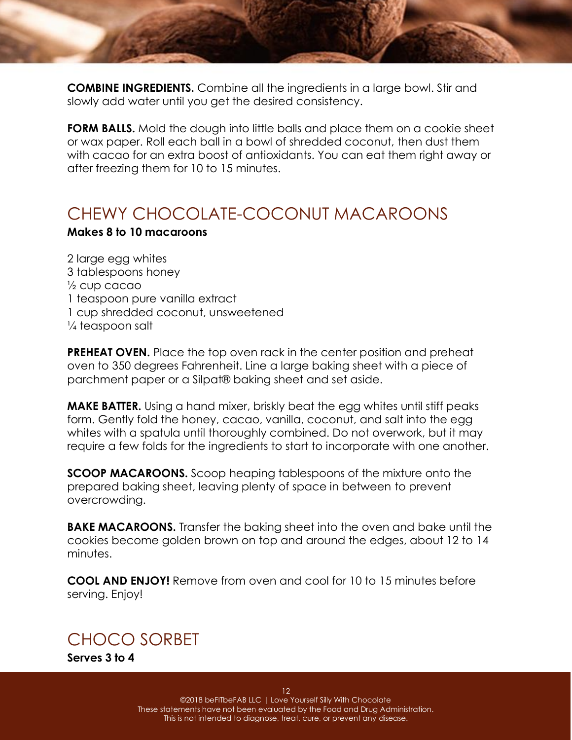**COMBINE INGREDIENTS.** Combine all the ingredients in a large bowl. Stir and slowly add water until you get the desired consistency.

**FORM BALLS.** Mold the dough into little balls and place them on a cookie sheet or wax paper. Roll each ball in a bowl of shredded coconut, then dust them with cacao for an extra boost of antioxidants. You can eat them right away or after freezing them for 10 to 15 minutes.

## CHEWY CHOCOLATE-COCONUT MACAROONS

**Makes 8 to 10 macaroons**

2 large egg whites
3 tablespoons honey
½ cup cacao
1 teaspoon pure vanilla extract
1 cup shredded coconut, unsweetened
¼ teaspoon salt

**PREHEAT OVEN.** Place the top oven rack in the center position and preheat oven to 350 degrees Fahrenheit. Line a large baking sheet with a piece of parchment paper or a Silpat® baking sheet and set aside.

**MAKE BATTER.** Using a hand mixer, briskly beat the egg whites until stiff peaks form. Gently fold the honey, cacao, vanilla, coconut, and salt into the egg whites with a spatula until thoroughly combined. Do not overwork, but it may require a few folds for the ingredients to start to incorporate with one another.

**SCOOP MACAROONS.** Scoop heaping tablespoons of the mixture onto the prepared baking sheet, leaving plenty of space in between to prevent overcrowding.

**BAKE MACAROONS.** Transfer the baking sheet into the oven and bake until the cookies become golden brown on top and around the edges, about 12 to 14 minutes.

**COOL AND ENJOY!** Remove from oven and cool for 10 to 15 minutes before serving. Enjoy!

## CHOCO SORBET

**Serves 3 to 4**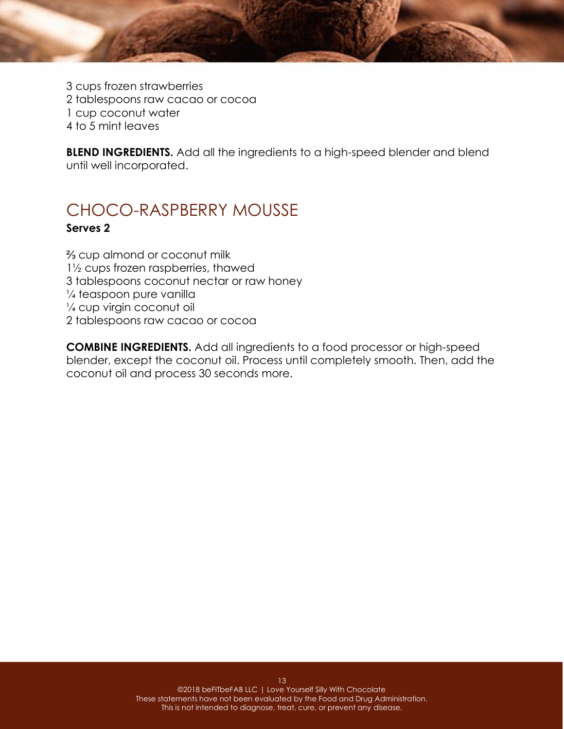3 cups frozen strawberries
2 tablespoons raw cacao or cocoa
1 cup coconut water
4 to 5 mint leaves

**BLEND INGREDIENTS.** Add all the ingredients to a high-speed blender and blend until well incorporated.

## CHOCO-RASPBERRY MOUSSE

**Serves 2**

⅔ cup almond or coconut milk
1½ cups frozen raspberries, thawed
3 tablespoons coconut nectar or raw honey
¼ teaspoon pure vanilla
¼ cup virgin coconut oil
2 tablespoons raw cacao or cocoa

**COMBINE INGREDIENTS.** Add all ingredients to a food processor or high-speed blender, except the coconut oil. Process until completely smooth. Then, add the coconut oil and process 30 seconds more.